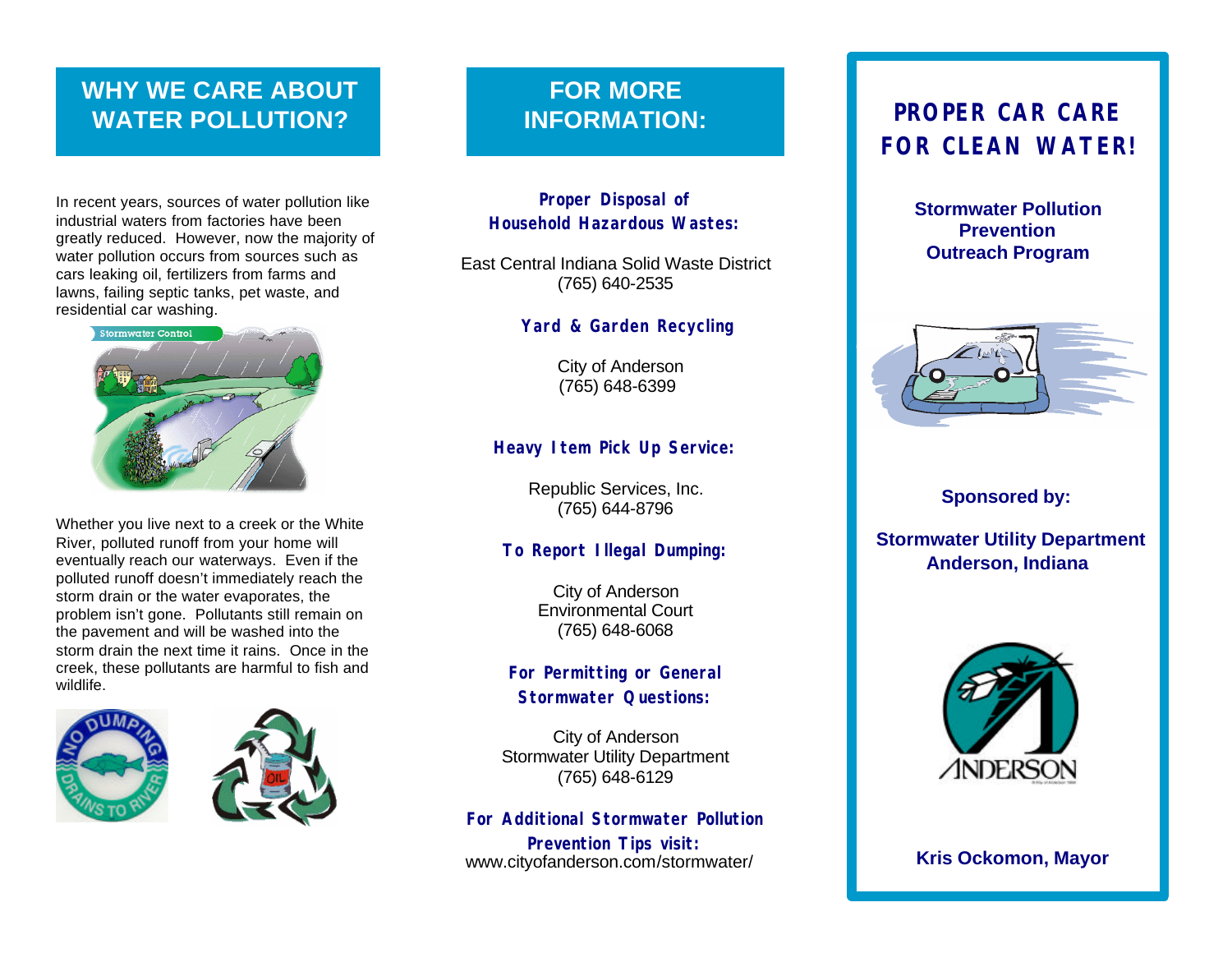## WHY WE CARE ABOUT WATER POLLUTION?

In recent years, sources of water pollution like industrial waters from factories have been greatly reduced. However, now the majority of water pollution occurs from sources such as cars leaking oil, fertilizers from farms and lawns, failing septic tanks, pet waste, and residential car washing.

Whether you live next to a creek or the White River, polluted runoff from your home will eventually reach our waterways. Even if the polluted runoff doesn't immediately reach the storm drain or the water evaporates, the problem isn't gone. Pollutants still remain on the pavement and will be washed into the storm drain the next time it rains. Once in the creek, these pollutants are harmful to fish and wildlife.

## FOR MORE INFORMATION:

**Proper Disposal of Household Hazardous Wastes:**

East Central Indiana Solid Waste District
(765) 640-2535

**Yard & Garden Recycling**

City of Anderson
(765) 648-6399

**Heavy Item Pick Up Service:**

Republic Services, Inc.
(765) 644-8796

**To Report Illegal Dumping:**

City of Anderson
Environmental Court
(765) 648-6068

**For Permitting or General Stormwater Questions:**

City of Anderson
Stormwater Utility Department
(765) 648-6129

**For Additional Stormwater Pollution Prevention Tips visit:**
www.cityofanderson.com/stormwater/

# PROPER CAR CARE FOR CLEAN WATER!

**Stormwater Pollution Prevention Outreach Program**

**Sponsored by:**

**Stormwater Utility Department**
**Anderson, Indiana**

**Kris Ockomon, Mayor**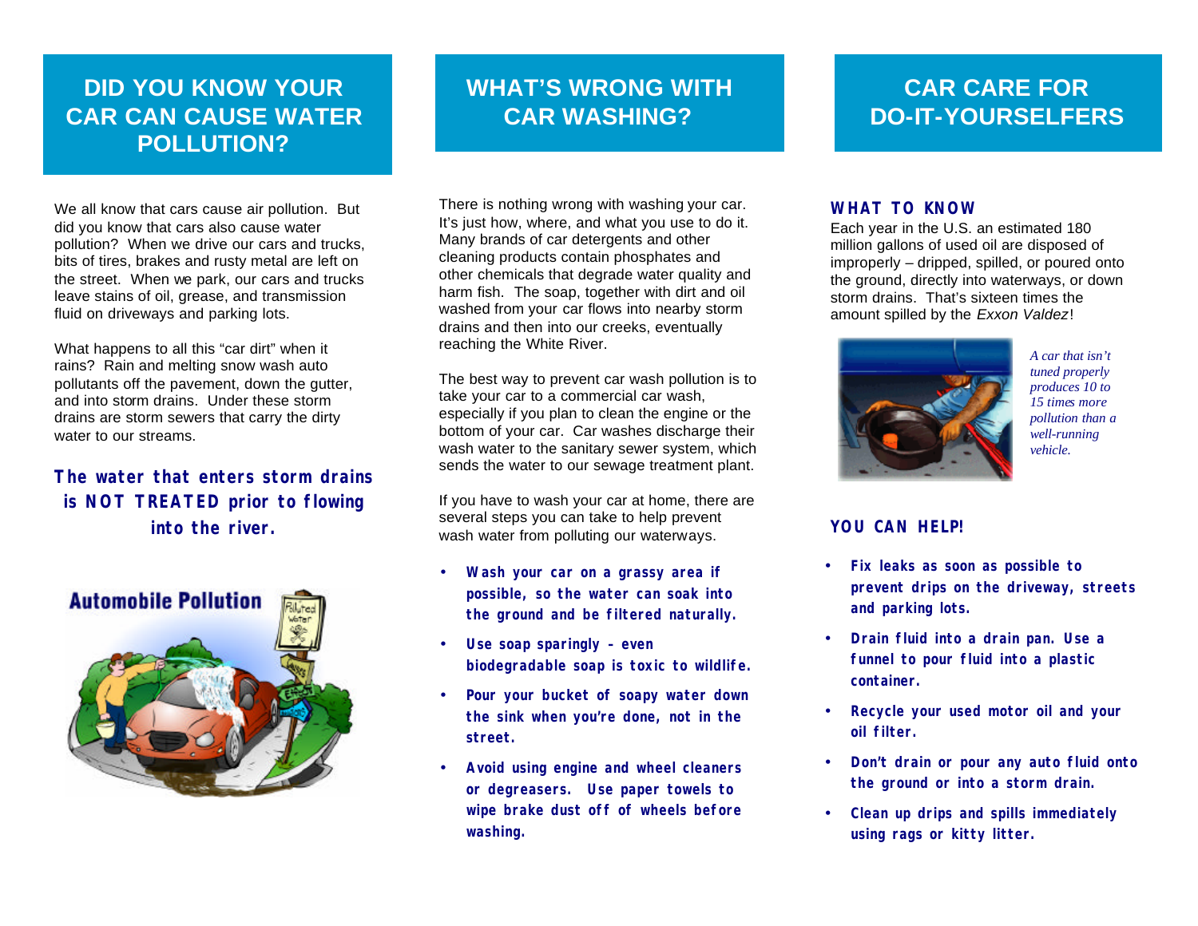## DID YOU KNOW YOUR CAR CAN CAUSE WATER POLLUTION?

We all know that cars cause air pollution. But did you know that cars also cause water pollution? When we drive our cars and trucks, bits of tires, brakes and rusty metal are left on the street. When we park, our cars and trucks leave stains of oil, grease, and transmission fluid on driveways and parking lots.

What happens to all this "car dirt" when it rains? Rain and melting snow wash auto pollutants off the pavement, down the gutter, and into storm drains. Under these storm drains are storm sewers that carry the dirty water to our streams.

**The water that enters storm drains is NOT TREATED prior to flowing into the river.**

## WHAT'S WRONG WITH CAR WASHING?

There is nothing wrong with washing your car. It's just how, where, and what you use to do it. Many brands of car detergents and other cleaning products contain phosphates and other chemicals that degrade water quality and harm fish. The soap, together with dirt and oil washed from your car flows into nearby storm drains and then into our creeks, eventually reaching the White River.

The best way to prevent car wash pollution is to take your car to a commercial car wash, especially if you plan to clean the engine or the bottom of your car. Car washes discharge their wash water to the sanitary sewer system, which sends the water to our sewage treatment plant.

If you have to wash your car at home, there are several steps you can take to help prevent wash water from polluting our waterways.

- **Wash your car on a grassy area if possible, so the water can soak into the ground and be filtered naturally.**
- **Use soap sparingly – even biodegradable soap is toxic to wildlife.**
- **Pour your bucket of soapy water down the sink when you're done, not in the street.**
- **Avoid using engine and wheel cleaners or degreasers. Use paper towels to wipe brake dust off of wheels before washing.**

## CAR CARE FOR DO-IT-YOURSELFERS

### WHAT TO KNOW

Each year in the U.S. an estimated 180 million gallons of used oil are disposed of improperly – dripped, spilled, or poured onto the ground, directly into waterways, or down storm drains. That's sixteen times the amount spilled by the *Exxon Valdez*!

*A car that isn't tuned properly produces 10 to 15 times more pollution than a well-running vehicle.*

### YOU CAN HELP!

- **Fix leaks as soon as possible to prevent drips on the driveway, streets and parking lots.**
- **Drain fluid into a drain pan. Use a funnel to pour fluid into a plastic container.**
- **Recycle your used motor oil and your oil filter.**
- **Don't drain or pour any auto fluid onto the ground or into a storm drain.**
- **Clean up drips and spills immediately using rags or kitty litter.**